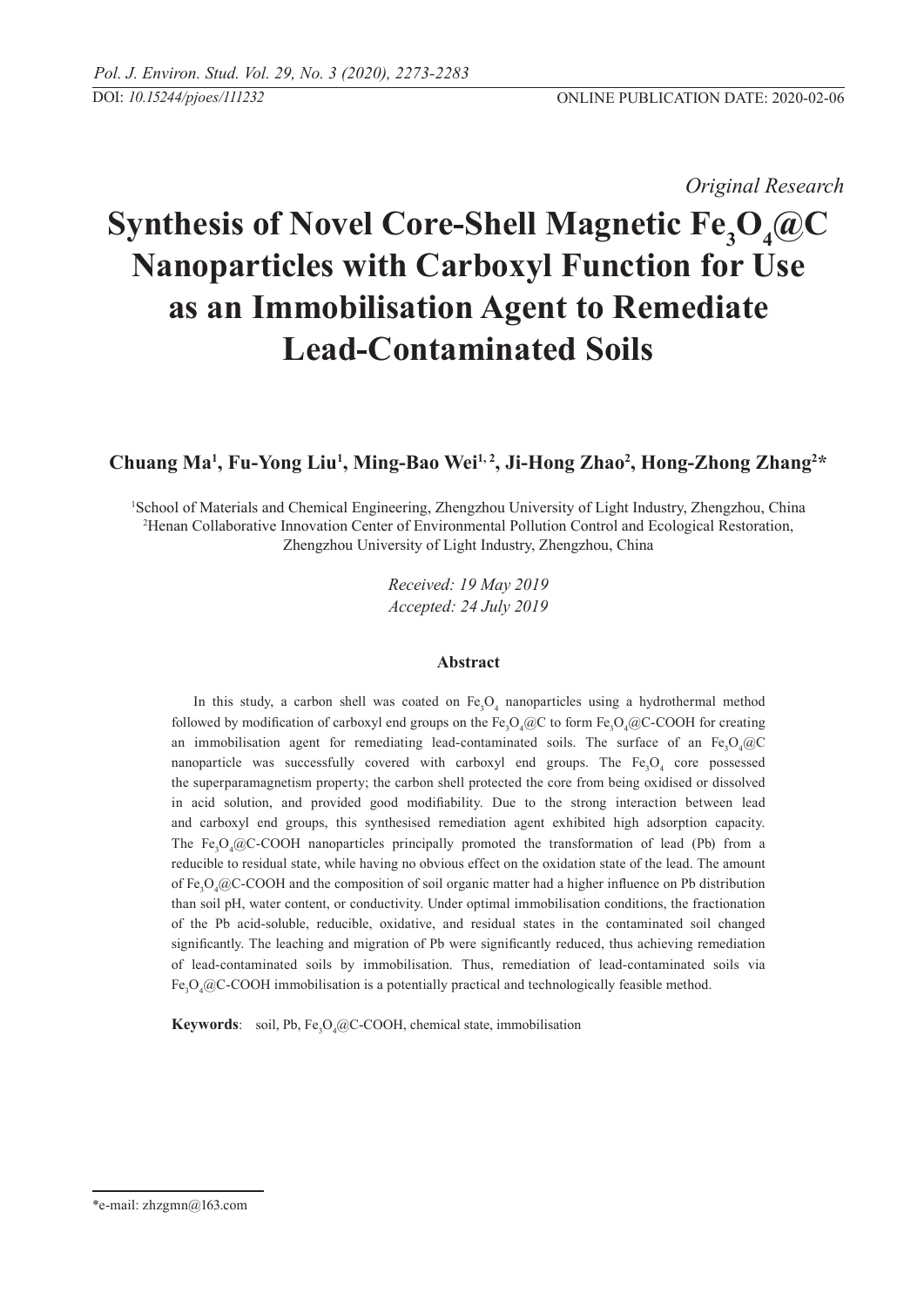*Original Research*

# Synthesis of Novel Core-Shell Magnetic $Fe_3O_4$@C Nanoparticles with Carboxyl Function for Use as an Immobilisation Agent to Remediate Lead-Contaminated Soils

**Chuang Ma[1], Fu-Yong Liu[1], Ming-Bao Wei[1,2], Ji-Hong Zhao[2], Hong-Zhong Zhang[2]\***

[1]School of Materials and Chemical Engineering, Zhengzhou University of Light Industry, Zhengzhou, China
[2]Henan Collaborative Innovation Center of Environmental Pollution Control and Ecological Restoration, Zhengzhou University of Light Industry, Zhengzhou, China

*Received: 19 May 2019*
*Accepted: 24 July 2019*

## Abstract

In this study, a carbon shell was coated on $Fe_3O_4$ nanoparticles using a hydrothermal method followed by modification of carboxyl end groups on the $Fe_3O_4$@C to form $Fe_3O_4$@C-COOH for creating an immobilisation agent for remediating lead-contaminated soils. The surface of an $Fe_3O_4$@C nanoparticle was successfully covered with carboxyl end groups. The $Fe_3O_4$ core possessed the superparamagnetism property; the carbon shell protected the core from being oxidised or dissolved in acid solution, and provided good modifiability. Due to the strong interaction between lead and carboxyl end groups, this synthesised remediation agent exhibited high adsorption capacity. The $Fe_3O_4$@C-COOH nanoparticles principally promoted the transformation of lead (Pb) from a reducible to residual state, while having no obvious effect on the oxidation state of the lead. The amount of $Fe_3O_4$@C-COOH and the composition of soil organic matter had a higher influence on Pb distribution than soil pH, water content, or conductivity. Under optimal immobilisation conditions, the fractionation of the Pb acid-soluble, reducible, oxidative, and residual states in the contaminated soil changed significantly. The leaching and migration of Pb were significantly reduced, thus achieving remediation of lead-contaminated soils by immobilisation. Thus, remediation of lead-contaminated soils via $Fe_3O_4$@C-COOH immobilisation is a potentially practical and technologically feasible method.

**Keywords**: soil, Pb, $Fe_3O_4$@C-COOH, chemical state, immobilisation

\*e-mail: zhzgmn@163.com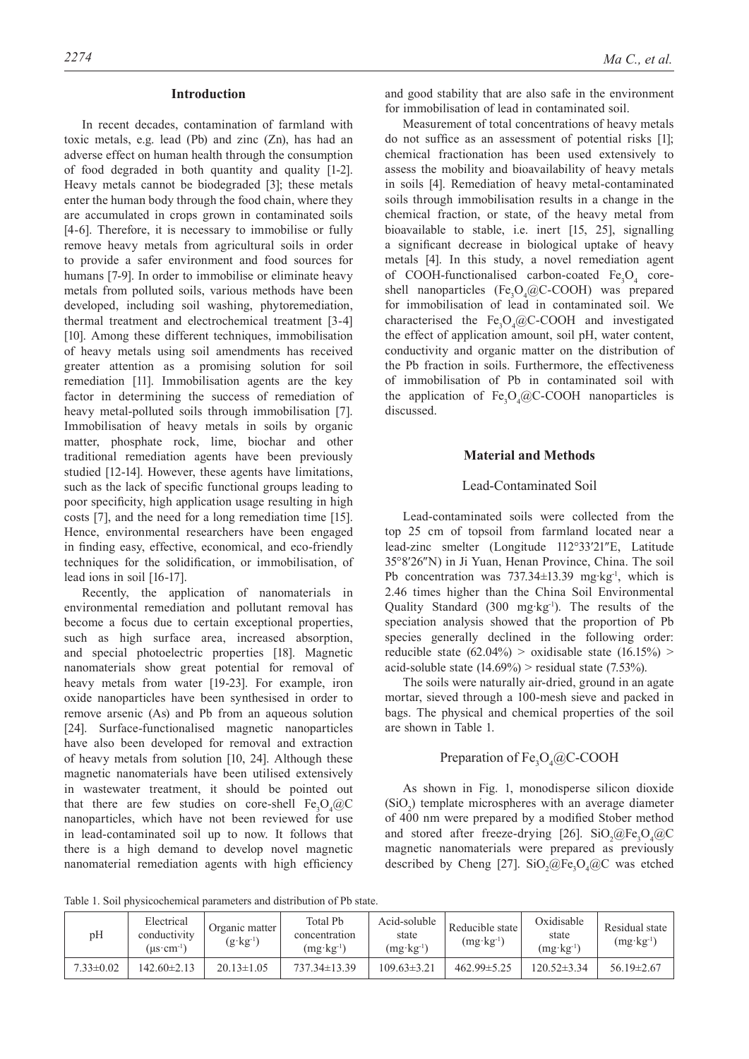## Introduction

In recent decades, contamination of farmland with toxic metals, e.g. lead (Pb) and zinc (Zn), has had an adverse effect on human health through the consumption of food degraded in both quantity and quality [1-2]. Heavy metals cannot be biodegraded [3]; these metals enter the human body through the food chain, where they are accumulated in crops grown in contaminated soils [4-6]. Therefore, it is necessary to immobilise or fully remove heavy metals from agricultural soils in order to provide a safer environment and food sources for humans [7-9]. In order to immobilise or eliminate heavy metals from polluted soils, various methods have been developed, including soil washing, phytoremediation, thermal treatment and electrochemical treatment [3-4] [10]. Among these different techniques, immobilisation of heavy metals using soil amendments has received greater attention as a promising solution for soil remediation [11]. Immobilisation agents are the key factor in determining the success of remediation of heavy metal-polluted soils through immobilisation [7]. Immobilisation of heavy metals in soils by organic matter, phosphate rock, lime, biochar and other traditional remediation agents have been previously studied [12-14]. However, these agents have limitations, such as the lack of specific functional groups leading to poor specificity, high application usage resulting in high costs [7], and the need for a long remediation time [15]. Hence, environmental researchers have been engaged in finding easy, effective, economical, and eco-friendly techniques for the solidification, or immobilisation, of lead ions in soil [16-17].

Recently, the application of nanomaterials in environmental remediation and pollutant removal has become a focus due to certain exceptional properties, such as high surface area, increased absorption, and special photoelectric properties [18]. Magnetic nanomaterials show great potential for removal of heavy metals from water [19-23]. For example, iron oxide nanoparticles have been synthesised in order to remove arsenic (As) and Pb from an aqueous solution [24]. Surface-functionalised magnetic nanoparticles have also been developed for removal and extraction of heavy metals from solution [10, 24]. Although these magnetic nanomaterials have been utilised extensively in wastewater treatment, it should be pointed out that there are few studies on core-shell $Fe_3O_4$@C nanoparticles, which have not been reviewed for use in lead-contaminated soil up to now. It follows that there is a high demand to develop novel magnetic nanomaterial remediation agents with high efficiency and good stability that are also safe in the environment for immobilisation of lead in contaminated soil.

Measurement of total concentrations of heavy metals do not suffice as an assessment of potential risks [1]; chemical fractionation has been used extensively to assess the mobility and bioavailability of heavy metals in soils [4]. Remediation of heavy metal-contaminated soils through immobilisation results in a change in the chemical fraction, or state, of the heavy metal from bioavailable to stable, i.e. inert [15, 25], signalling a significant decrease in biological uptake of heavy metals [4]. In this study, a novel remediation agent of COOH-functionalised carbon-coated $Fe_3O_4$ core-shell nanoparticles ($Fe_3O_4$@C-COOH) was prepared for immobilisation of lead in contaminated soil. We characterised the $Fe_3O_4$@C-COOH and investigated the effect of application amount, soil pH, water content, conductivity and organic matter on the distribution of the Pb fraction in soils. Furthermore, the effectiveness of immobilisation of Pb in contaminated soil with the application of $Fe_3O_4$@C-COOH nanoparticles is discussed.

## Material and Methods

### Lead-Contaminated Soil

Lead-contaminated soils were collected from the top 25 cm of topsoil from farmland located near a lead-zinc smelter (Longitude 112°33′21″E, Latitude 35°8′26″N) in Ji Yuan, Henan Province, China. The soil Pb concentration was 737.34±13.39 mg·kg$^{-1}$, which is 2.46 times higher than the China Soil Environmental Quality Standard (300 mg·kg$^{-1}$). The results of the speciation analysis showed that the proportion of Pb species generally declined in the following order: reducible state (62.04%) > oxidisable state (16.15%) > acid-soluble state (14.69%) > residual state (7.53%).

The soils were naturally air-dried, ground in an agate mortar, sieved through a 100-mesh sieve and packed in bags. The physical and chemical properties of the soil are shown in Table 1.

### Preparation of $Fe_3O_4$@C-COOH

As shown in Fig. 1, monodisperse silicon dioxide ($SiO_2$) template microspheres with an average diameter of 400 nm were prepared by a modified Stober method and stored after freeze-drying [26]. $SiO_2$@$Fe_3O_4$@C magnetic nanomaterials were prepared as previously described by Cheng [27]. $SiO_2$@$Fe_3O_4$@C was etched

Table 1. Soil physicochemical parameters and distribution of Pb state.

| pH | Electrical conductivity (μs·cm$^{-1}$) | Organic matter (g·kg$^{-1}$) | Total Pb concentration (mg·kg$^{-1}$) | Acid-soluble state (mg·kg$^{-1}$) | Reducible state (mg·kg$^{-1}$) | Oxidisable state (mg·kg$^{-1}$) | Residual state (mg·kg$^{-1}$) |
|---|---|---|---|---|---|---|---|
| 7.33±0.02 | 142.60±2.13 | 20.13±1.05 | 737.34±13.39 | 109.63±3.21 | 462.99±5.25 | 120.52±3.34 | 56.19±2.67 |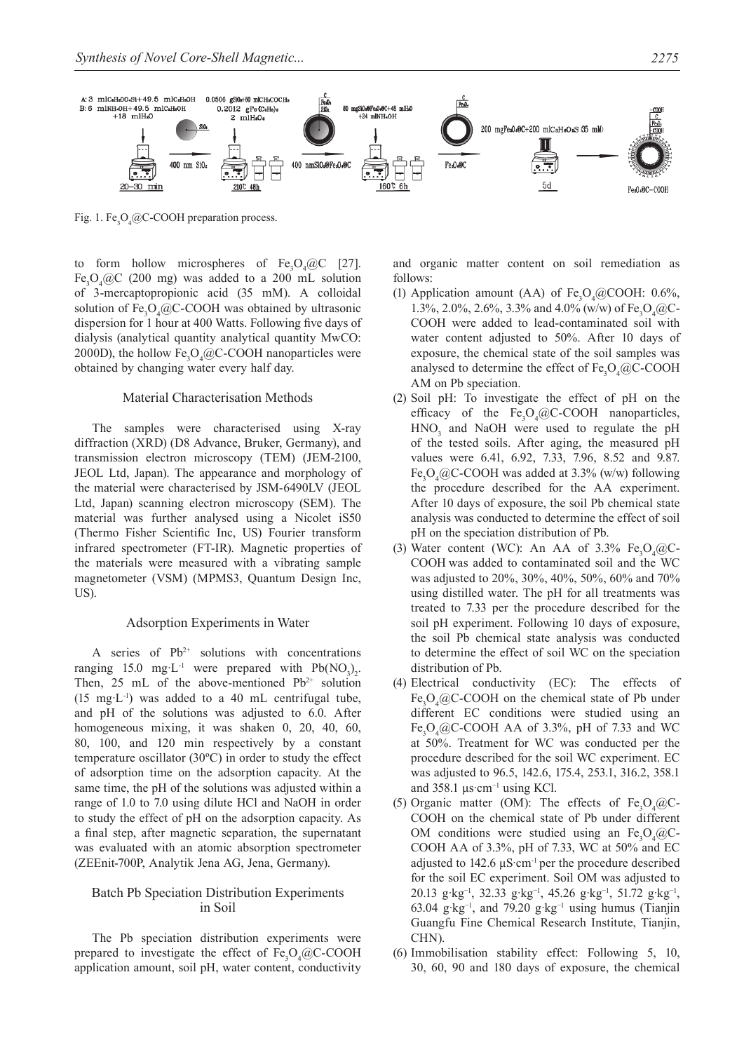Fig. 1. $Fe_3O_4$@C-COOH preparation process.

to form hollow microspheres of $Fe_3O_4$@C [27]. $Fe_3O_4$@C (200 mg) was added to a 200 mL solution of 3-mercaptopropionic acid (35 mM). A colloidal solution of $Fe_3O_4$@C-COOH was obtained by ultrasonic dispersion for 1 hour at 400 Watts. Following five days of dialysis (analytical quantity analytical quantity MwCO: 2000D), the hollow $Fe_3O_4$@C-COOH nanoparticles were obtained by changing water every half day.

### Material Characterisation Methods

The samples were characterised using X-ray diffraction (XRD) (D8 Advance, Bruker, Germany), and transmission electron microscopy (TEM) (JEM-2100, JEOL Ltd, Japan). The appearance and morphology of the material were characterised by JSM-6490LV (JEOL Ltd, Japan) scanning electron microscopy (SEM). The material was further analysed using a Nicolet iS50 (Thermo Fisher Scientific Inc, US) Fourier transform infrared spectrometer (FT-IR). Magnetic properties of the materials were measured with a vibrating sample magnetometer (VSM) (MPMS3, Quantum Design Inc, US).

### Adsorption Experiments in Water

A series of $Pb^{2+}$ solutions with concentrations ranging 15.0 $mg \cdot L^{-1}$ were prepared with $Pb(NO_3)_2$. Then, 25 mL of the above-mentioned $Pb^{2+}$ solution (15 $mg \cdot L^{-1}$) was added to a 40 mL centrifugal tube, and pH of the solutions was adjusted to 6.0. After homogeneous mixing, it was shaken 0, 20, 40, 60, 80, 100, and 120 min respectively by a constant temperature oscillator (30ºC) in order to study the effect of adsorption time on the adsorption capacity. At the same time, the pH of the solutions was adjusted within a range of 1.0 to 7.0 using dilute HCl and NaOH in order to study the effect of pH on the adsorption capacity. As a final step, after magnetic separation, the supernatant was evaluated with an atomic absorption spectrometer (ZEEnit-700P, Analytik Jena AG, Jena, Germany).

### Batch Pb Speciation Distribution Experiments in Soil

The Pb speciation distribution experiments were prepared to investigate the effect of $Fe_3O_4$@C-COOH application amount, soil pH, water content, conductivity and organic matter content on soil remediation as follows:

(1) Application amount (AA) of $Fe_3O_4$@COOH: 0.6%, 1.3%, 2.0%, 2.6%, 3.3% and 4.0% (w/w) of $Fe_3O_4$@C-COOH were added to lead-contaminated soil with water content adjusted to 50%. After 10 days of exposure, the chemical state of the soil samples was analysed to determine the effect of $Fe_3O_4$@C-COOH AM on Pb speciation.

(2) Soil pH: To investigate the effect of pH on the efficacy of the $Fe_3O_4$@C-COOH nanoparticles, $HNO_3$ and NaOH were used to regulate the pH of the tested soils. After aging, the measured pH values were 6.41, 6.92, 7.33, 7.96, 8.52 and 9.87. $Fe_3O_4$@C-COOH was added at 3.3% (w/w) following the procedure described for the AA experiment. After 10 days of exposure, the soil Pb chemical state analysis was conducted to determine the effect of soil pH on the speciation distribution of Pb.

(3) Water content (WC): An AA of 3.3% $Fe_3O_4$@C-COOH was added to contaminated soil and the WC was adjusted to 20%, 30%, 40%, 50%, 60% and 70% using distilled water. The pH for all treatments was treated to 7.33 per the procedure described for the soil pH experiment. Following 10 days of exposure, the soil Pb chemical state analysis was conducted to determine the effect of soil WC on the speciation distribution of Pb.

(4) Electrical conductivity (EC): The effects of $Fe_3O_4$@C-COOH on the chemical state of Pb under different EC conditions were studied using an $Fe_3O_4$@C-COOH AA of 3.3%, pH of 7.33 and WC at 50%. Treatment for WC was conducted per the procedure described for the soil WC experiment. EC was adjusted to 96.5, 142.6, 175.4, 253.1, 316.2, 358.1 and 358.1 $\mu s \cdot cm^{-1}$ using KCl.

(5) Organic matter (OM): The effects of $Fe_3O_4$@C-COOH on the chemical state of Pb under different OM conditions were studied using an $Fe_3O_4$@C-COOH AA of 3.3%, pH of 7.33, WC at 50% and EC adjusted to 142.6 $\mu S \cdot cm^{-1}$ per the procedure described for the soil EC experiment. Soil OM was adjusted to 20.13 $g \cdot kg^{-1}$, 32.33 $g \cdot kg^{-1}$, 45.26 $g \cdot kg^{-1}$, 51.72 $g \cdot kg^{-1}$, 63.04 $g \cdot kg^{-1}$, and 79.20 $g \cdot kg^{-1}$ using humus (Tianjin Guangfu Fine Chemical Research Institute, Tianjin, CHN).

(6) Immobilisation stability effect: Following 5, 10, 30, 60, 90 and 180 days of exposure, the chemical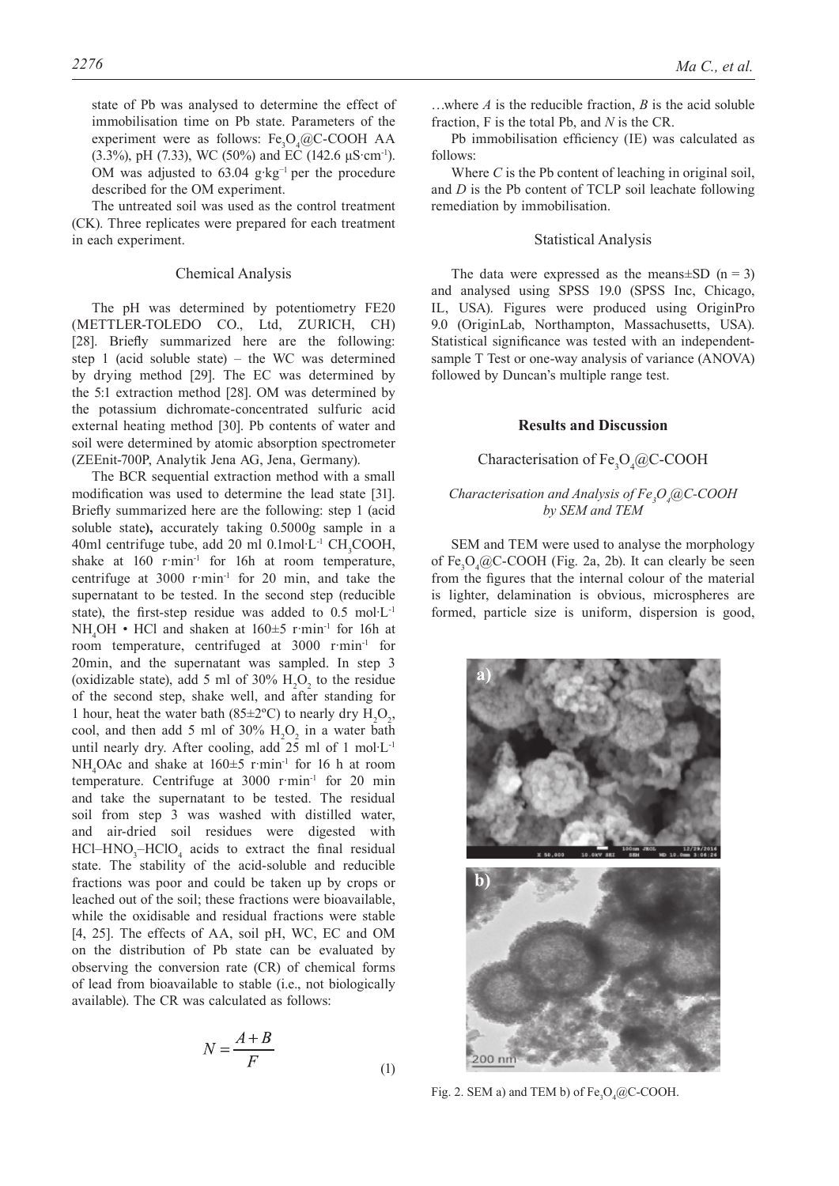state of Pb was analysed to determine the effect of immobilisation time on Pb state. Parameters of the experiment were as follows: $Fe_3O_4$@C-COOH AA (3.3%), pH (7.33), WC (50%) and EC (142.6 μS·cm$^{-1}$). OM was adjusted to 63.04 g·kg$^{-1}$ per the procedure described for the OM experiment.

The untreated soil was used as the control treatment (CK). Three replicates were prepared for each treatment in each experiment.

## Chemical Analysis

The pH was determined by potentiometry FE20 (METTLER-TOLEDO CO., Ltd, ZURICH, CH) [28]. Briefly summarized here are the following: step 1 (acid soluble state) – the WC was determined by drying method [29]. The EC was determined by the 5:1 extraction method [28]. OM was determined by the potassium dichromate-concentrated sulfuric acid external heating method [30]. Pb contents of water and soil were determined by atomic absorption spectrometer (ZEEnit-700P, Analytik Jena AG, Jena, Germany).

The BCR sequential extraction method with a small modification was used to determine the lead state [31]. Briefly summarized here are the following: step 1 (acid soluble state**),** accurately taking 0.5000g sample in a 40ml centrifuge tube, add 20 ml 0.1mol·L$^{-1}$ $CH_3COOH$, shake at 160 r·min$^{-1}$ for 16h at room temperature, centrifuge at 3000 r·min$^{-1}$ for 20 min, and take the supernatant to be tested. In the second step (reducible state), the first-step residue was added to 0.5 mol·L$^{-1}$ $NH_4OH$ • HCl and shaken at 160±5 r·min$^{-1}$ for 16h at room temperature, centrifuged at 3000 r·min$^{-1}$ for 20min, and the supernatant was sampled. In step 3 (oxidizable state), add 5 ml of 30% $H_2O_2$ to the residue of the second step, shake well, and after standing for 1 hour, heat the water bath (85±2ºC) to nearly dry $H_2O_2$, cool, and then add 5 ml of 30% $H_2O_2$ in a water bath until nearly dry. After cooling, add 25 ml of 1 mol·L$^{-1}$ $NH_4OAc$ and shake at 160±5 r·min$^{-1}$ for 16 h at room temperature. Centrifuge at 3000 r·min$^{-1}$ for 20 min and take the supernatant to be tested. The residual soil from step 3 was washed with distilled water, and air-dried soil residues were digested with $HCl–HNO_3–HClO_4$ acids to extract the final residual state. The stability of the acid-soluble and reducible fractions was poor and could be taken up by crops or leached out of the soil; these fractions were bioavailable, while the oxidisable and residual fractions were stable [4, 25]. The effects of AA, soil pH, WC, EC and OM on the distribution of Pb state can be evaluated by observing the conversion rate (CR) of chemical forms of lead from bioavailable to stable (i.e., not biologically available). The CR was calculated as follows:

$$N = \frac{A+B}{F} \tag{1}$$

…where $A$ is the reducible fraction, $B$ is the acid soluble fraction, F is the total Pb, and $N$ is the CR.

Pb immobilisation efficiency (IE) was calculated as follows:

Where $C$ is the Pb content of leaching in original soil, and $D$ is the Pb content of TCLP soil leachate following remediation by immobilisation.

## Statistical Analysis

The data were expressed as the means±SD (n = 3) and analysed using SPSS 19.0 (SPSS Inc, Chicago, IL, USA). Figures were produced using OriginPro 9.0 (OriginLab, Northampton, Massachusetts, USA). Statistical significance was tested with an independent-sample T Test or one-way analysis of variance (ANOVA) followed by Duncan's multiple range test.

# Results and Discussion

## Characterisation of $Fe_3O_4$@C-COOH

### *Characterisation and Analysis of $Fe_3O_4$@C-COOH by SEM and TEM*

SEM and TEM were used to analyse the morphology of $Fe_3O_4$@C-COOH (Fig. 2a, 2b). It can clearly be seen from the figures that the internal colour of the material is lighter, delamination is obvious, microspheres are formed, particle size is uniform, dispersion is good,

Fig. 2. SEM a) and TEM b) of $Fe_3O_4$@C-COOH.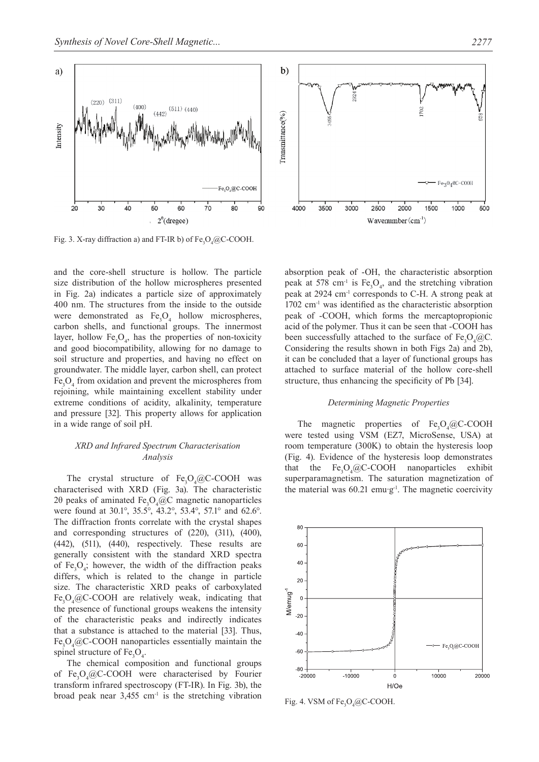Fig. 3. X-ray diffraction a) and FT-IR b) of $Fe_3O_4$@C-COOH.

and the core-shell structure is hollow. The particle size distribution of the hollow microspheres presented in Fig. 2a) indicates a particle size of approximately 400 nm. The structures from the inside to the outside were demonstrated as $Fe_3O_4$ hollow microspheres, carbon shells, and functional groups. The innermost layer, hollow $Fe_3O_4$, has the properties of non-toxicity and good biocompatibility, allowing for no damage to soil structure and properties, and having no effect on groundwater. The middle layer, carbon shell, can protect $Fe_3O_4$ from oxidation and prevent the microspheres from rejoining, while maintaining excellent stability under extreme conditions of acidity, alkalinity, temperature and pressure [32]. This property allows for application in a wide range of soil pH.

### *XRD and Infrared Spectrum Characterisation Analysis*

The crystal structure of $Fe_3O_4$@C-COOH was characterised with XRD (Fig. 3a). The characteristic 2θ peaks of aminated $Fe_3O_4$@C magnetic nanoparticles were found at 30.1°, 35.5°, 43.2°, 53.4°, 57.1° and 62.6°. The diffraction fronts correlate with the crystal shapes and corresponding structures of (220), (311), (400), (442), (511), (440), respectively. These results are generally consistent with the standard XRD spectra of $Fe_3O_4$; however, the width of the diffraction peaks differs, which is related to the change in particle size. The characteristic XRD peaks of carboxylated $Fe_3O_4$@C-COOH are relatively weak, indicating that the presence of functional groups weakens the intensity of the characteristic peaks and indirectly indicates that a substance is attached to the material [33]. Thus, $Fe_3O_4$@C-COOH nanoparticles essentially maintain the spinel structure of $Fe_3O_4$.

The chemical composition and functional groups of $Fe_3O_4$@C-COOH were characterised by Fourier transform infrared spectroscopy (FT-IR). In Fig. 3b), the broad peak near 3,455 $cm^{-1}$ is the stretching vibration absorption peak of -OH, the characteristic absorption peak at 578 $cm^{-1}$ is $Fe_3O_4$, and the stretching vibration peak at 2924 $cm^{-1}$ corresponds to C-H. A strong peak at 1702 $cm^{-1}$ was identified as the characteristic absorption peak of -COOH, which forms the mercaptopropionic acid of the polymer. Thus it can be seen that -COOH has been successfully attached to the surface of $Fe_3O_4$@C. Considering the results shown in both Figs 2a) and 2b), it can be concluded that a layer of functional groups has attached to surface material of the hollow core-shell structure, thus enhancing the specificity of Pb [34].

### *Determining Magnetic Properties*

The magnetic properties of $Fe_3O_4$@C-COOH were tested using VSM (EZ7, MicroSense, USA) at room temperature (300K) to obtain the hysteresis loop (Fig. 4). Evidence of the hysteresis loop demonstrates that the $Fe_3O_4$@C-COOH nanoparticles exhibit superparamagnetism. The saturation magnetization of the material was 60.21 emu·$g^{-1}$. The magnetic coercivity

Fig. 4. VSM of $Fe_3O_4$@C-COOH.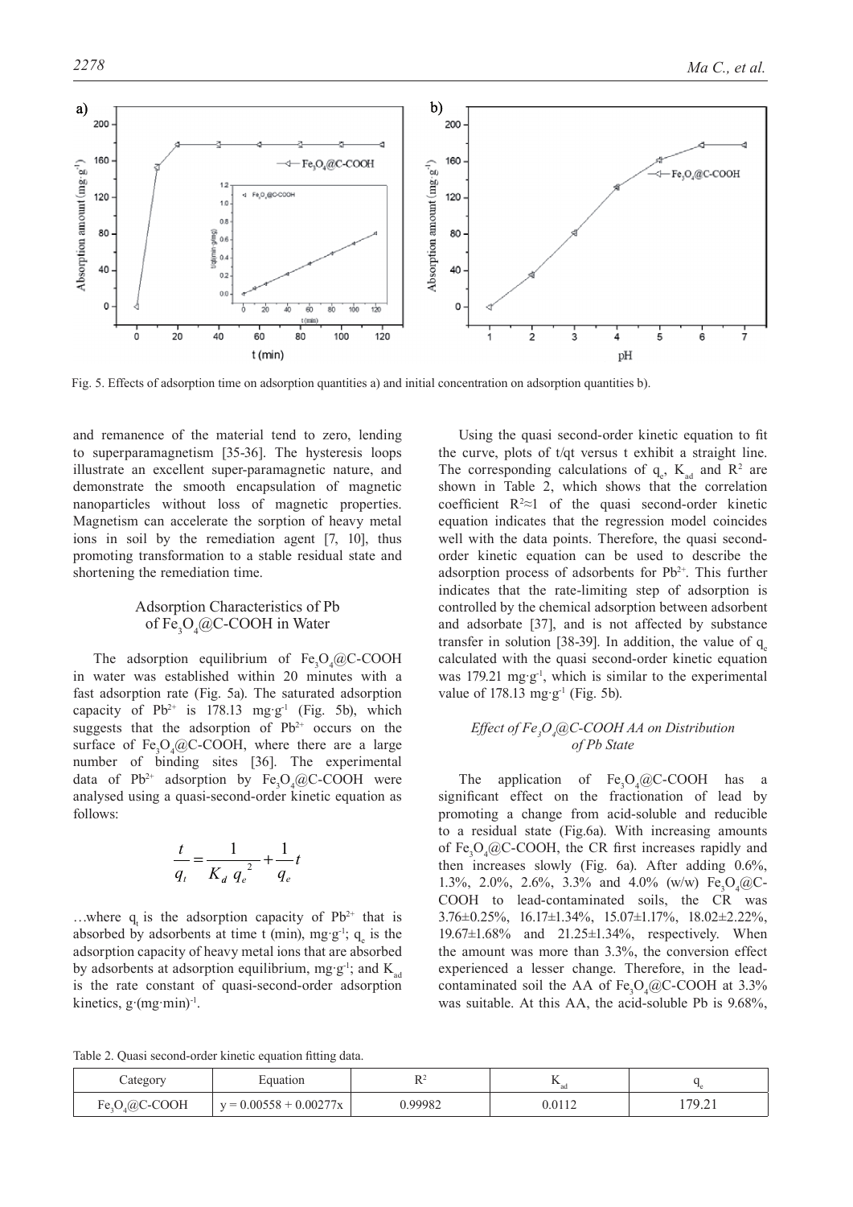Fig. 5. Effects of adsorption time on adsorption quantities a) and initial concentration on adsorption quantities b).

and remanence of the material tend to zero, lending to superparamagnetism [35-36]. The hysteresis loops illustrate an excellent super-paramagnetic nature, and demonstrate the smooth encapsulation of magnetic nanoparticles without loss of magnetic properties. Magnetism can accelerate the sorption of heavy metal ions in soil by the remediation agent [7, 10], thus promoting transformation to a stable residual state and shortening the remediation time.

### Adsorption Characteristics of Pb of $Fe_3O_4$@C-COOH in Water

The adsorption equilibrium of $Fe_3O_4$@C-COOH in water was established within 20 minutes with a fast adsorption rate (Fig. 5a). The saturated adsorption capacity of $Pb^{2+}$ is 178.13 mg·g$^{-1}$ (Fig. 5b), which suggests that the adsorption of $Pb^{2+}$ occurs on the surface of $Fe_3O_4$@C-COOH, where there are a large number of binding sites [36]. The experimental data of $Pb^{2+}$ adsorption by $Fe_3O_4$@C-COOH were analysed using a quasi-second-order kinetic equation as follows:

$$\frac{t}{q_t} = \frac{1}{K_d \, q_e^2} + \frac{1}{q_e} t$$

…where $q_t$ is the adsorption capacity of $Pb^{2+}$ that is absorbed by adsorbents at time t (min), mg·g$^{-1}$; $q_e$ is the adsorption capacity of heavy metal ions that are absorbed by adsorbents at adsorption equilibrium, mg·g$^{-1}$; and $K_{ad}$ is the rate constant of quasi-second-order adsorption kinetics, g·(mg·min)$^{-1}$.

Using the quasi second-order kinetic equation to fit the curve, plots of t/qt versus t exhibit a straight line. The corresponding calculations of $q_e$, $K_{ad}$ and $R^2$ are shown in Table 2, which shows that the correlation coefficient $R^2 \approx 1$ of the quasi second-order kinetic equation indicates that the regression model coincides well with the data points. Therefore, the quasi second-order kinetic equation can be used to describe the adsorption process of adsorbents for $Pb^{2+}$. This further indicates that the rate-limiting step of adsorption is controlled by the chemical adsorption between adsorbent and adsorbate [37], and is not affected by substance transfer in solution [38-39]. In addition, the value of $q_e$ calculated with the quasi second-order kinetic equation was 179.21 mg·g$^{-1}$, which is similar to the experimental value of 178.13 mg·g$^{-1}$ (Fig. 5b).

### *Effect of $Fe_3O_4$@C-COOH AA on Distribution of Pb State*

The application of $Fe_3O_4$@C-COOH has a significant effect on the fractionation of lead by promoting a change from acid-soluble and reducible to a residual state (Fig.6a). With increasing amounts of $Fe_3O_4$@C-COOH, the CR first increases rapidly and then increases slowly (Fig. 6a). After adding 0.6%, 1.3%, 2.0%, 2.6%, 3.3% and 4.0% (w/w) $Fe_3O_4$@C-COOH to lead-contaminated soils, the CR was 3.76±0.25%, 16.17±1.34%, 15.07±1.17%, 18.02±2.22%, 19.67±1.68% and 21.25±1.34%, respectively. When the amount was more than 3.3%, the conversion effect experienced a lesser change. Therefore, in the lead-contaminated soil the AA of $Fe_3O_4$@C-COOH at 3.3% was suitable. At this AA, the acid-soluble Pb is 9.68%,

Table 2. Quasi second-order kinetic equation fitting data.

| Category | Equation | $R^2$ | $K_{ad}$ | $q_e$ |
|---|---|---|---|---|
| $Fe_3O_4$@C-COOH | y = 0.00558 + 0.00277x | 0.99982 | 0.0112 | 179.21 |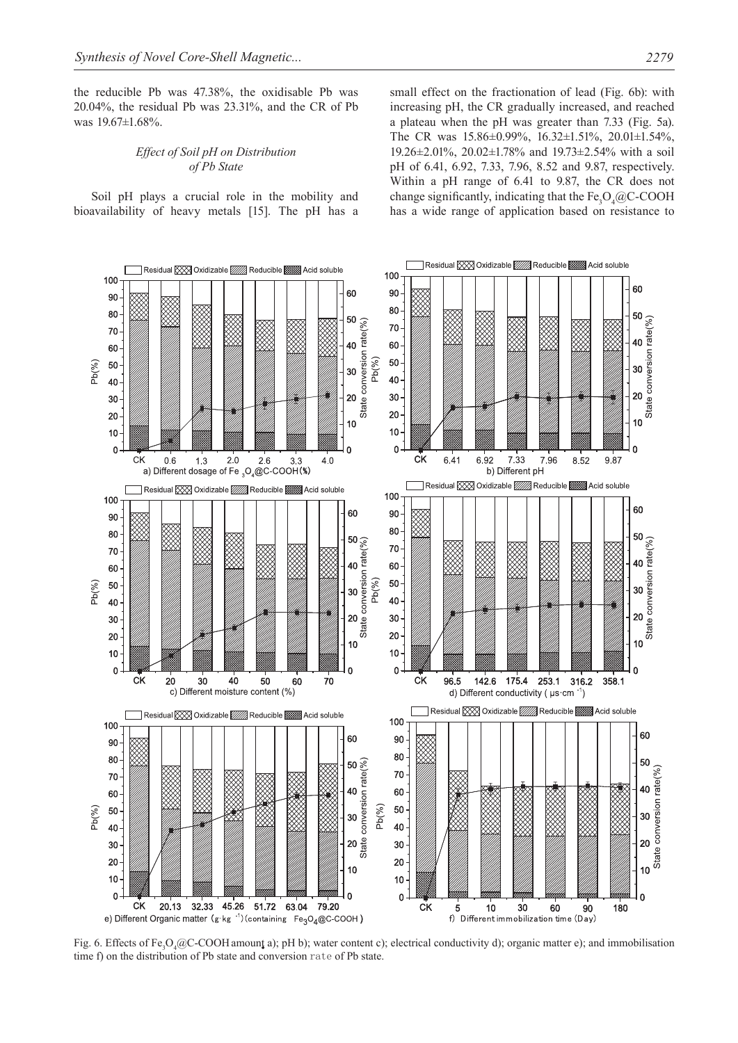the reducible Pb was 47.38%, the oxidisable Pb was 20.04%, the residual Pb was 23.31%, and the CR of Pb was 19.67±1.68%.

### *Effect of Soil pH on Distribution of Pb State*

Soil pH plays a crucial role in the mobility and bioavailability of heavy metals [15]. The pH has a small effect on the fractionation of lead (Fig. 6b): with increasing pH, the CR gradually increased, and reached a plateau when the pH was greater than 7.33 (Fig. 5a). The CR was 15.86±0.99%, 16.32±1.51%, 20.01±1.54%, 19.26±2.01%, 20.02±1.78% and 19.73±2.54% with a soil pH of 6.41, 6.92, 7.33, 7.96, 8.52 and 9.87, respectively. Within a pH range of 6.41 to 9.87, the CR does not change significantly, indicating that the $Fe_3O_4$@C-COOH has a wide range of application based on resistance to

Fig. 6. Effects of $Fe_3O_4$@C-COOH amount a); pH b); water content c); electrical conductivity d); organic matter e); and immobilisation time f) on the distribution of Pb state and conversion rate of Pb state.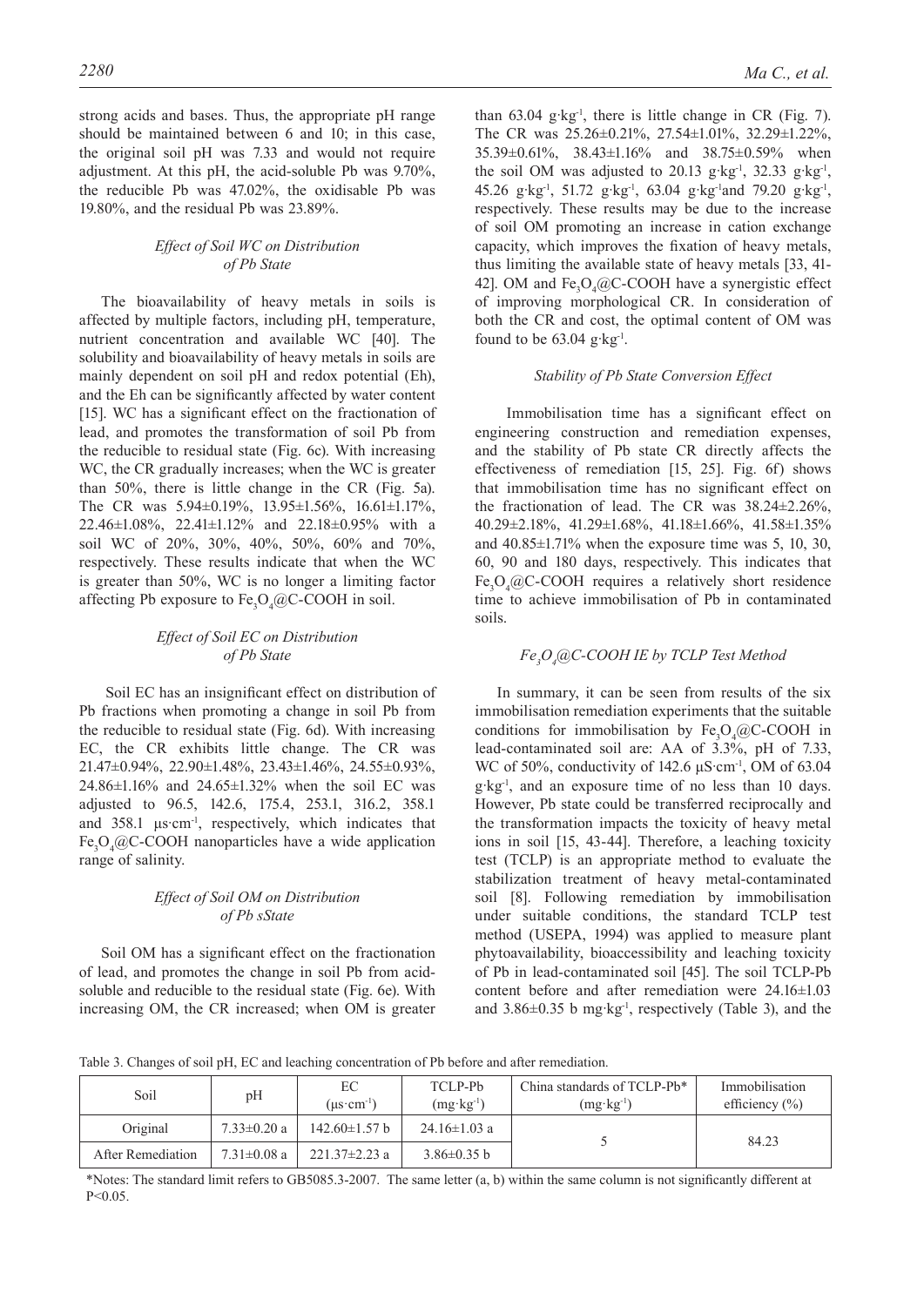strong acids and bases. Thus, the appropriate pH range should be maintained between 6 and 10; in this case, the original soil pH was 7.33 and would not require adjustment. At this pH, the acid-soluble Pb was 9.70%, the reducible Pb was 47.02%, the oxidisable Pb was 19.80%, and the residual Pb was 23.89%.

### *Effect of Soil WC on Distribution of Pb State*

The bioavailability of heavy metals in soils is affected by multiple factors, including pH, temperature, nutrient concentration and available WC [40]. The solubility and bioavailability of heavy metals in soils are mainly dependent on soil pH and redox potential (Eh), and the Eh can be significantly affected by water content [15]. WC has a significant effect on the fractionation of lead, and promotes the transformation of soil Pb from the reducible to residual state (Fig. 6c). With increasing WC, the CR gradually increases; when the WC is greater than 50%, there is little change in the CR (Fig. 5a). The CR was 5.94±0.19%, 13.95±1.56%, 16.61±1.17%, 22.46±1.08%, 22.41±1.12% and 22.18±0.95% with a soil WC of 20%, 30%, 40%, 50%, 60% and 70%, respectively. These results indicate that when the WC is greater than 50%, WC is no longer a limiting factor affecting Pb exposure to $Fe_3O_4$@C-COOH in soil.

### *Effect of Soil EC on Distribution of Pb State*

Soil EC has an insignificant effect on distribution of Pb fractions when promoting a change in soil Pb from the reducible to residual state (Fig. 6d). With increasing EC, the CR exhibits little change. The CR was 21.47±0.94%, 22.90±1.48%, 23.43±1.46%, 24.55±0.93%, 24.86±1.16% and 24.65±1.32% when the soil EC was adjusted to 96.5, 142.6, 175.4, 253.1, 316.2, 358.1 and 358.1 μs·cm$^{-1}$, respectively, which indicates that $Fe_3O_4$@C-COOH nanoparticles have a wide application range of salinity.

### *Effect of Soil OM on Distribution of Pb sState*

Soil OM has a significant effect on the fractionation of lead, and promotes the change in soil Pb from acid-soluble and reducible to the residual state (Fig. 6e). With increasing OM, the CR increased; when OM is greater than 63.04 g·kg$^{-1}$, there is little change in CR (Fig. 7). The CR was 25.26±0.21%, 27.54±1.01%, 32.29±1.22%, 35.39±0.61%, 38.43±1.16% and 38.75±0.59% when the soil OM was adjusted to 20.13 g·kg$^{-1}$, 32.33 g·kg$^{-1}$, 45.26 g·kg$^{-1}$, 51.72 g·kg$^{-1}$, 63.04 g·kg$^{-1}$and 79.20 g·kg$^{-1}$, respectively. These results may be due to the increase of soil OM promoting an increase in cation exchange capacity, which improves the fixation of heavy metals, thus limiting the available state of heavy metals [33, 41-42]. OM and $Fe_3O_4$@C-COOH have a synergistic effect of improving morphological CR. In consideration of both the CR and cost, the optimal content of OM was found to be 63.04 g·kg$^{-1}$.

### *Stability of Pb State Conversion Effect*

Immobilisation time has a significant effect on engineering construction and remediation expenses, and the stability of Pb state CR directly affects the effectiveness of remediation [15, 25]. Fig. 6f) shows that immobilisation time has no significant effect on the fractionation of lead. The CR was 38.24±2.26%, 40.29±2.18%, 41.29±1.68%, 41.18±1.66%, 41.58±1.35% and 40.85±1.71% when the exposure time was 5, 10, 30, 60, 90 and 180 days, respectively. This indicates that $Fe_3O_4$@C-COOH requires a relatively short residence time to achieve immobilisation of Pb in contaminated soils.

### *$Fe_3O_4$@C-COOH IE by TCLP Test Method*

In summary, it can be seen from results of the six immobilisation remediation experiments that the suitable conditions for immobilisation by $Fe_3O_4$@C-COOH in lead-contaminated soil are: AA of 3.3%, pH of 7.33, WC of 50%, conductivity of 142.6 μS·cm$^{-1}$, OM of 63.04 g·kg$^{-1}$, and an exposure time of no less than 10 days. However, Pb state could be transferred reciprocally and the transformation impacts the toxicity of heavy metal ions in soil [15, 43-44]. Therefore, a leaching toxicity test (TCLP) is an appropriate method to evaluate the stabilization treatment of heavy metal-contaminated soil [8]. Following remediation by immobilisation under suitable conditions, the standard TCLP test method (USEPA, 1994) was applied to measure plant phytoavailability, bioaccessibility and leaching toxicity of Pb in lead-contaminated soil [45]. The soil TCLP-Pb content before and after remediation were 24.16±1.03 and 3.86±0.35 b mg·kg$^{-1}$, respectively (Table 3), and the

Table 3. Changes of soil pH, EC and leaching concentration of Pb before and after remediation.

| Soil | pH | EC (μs·cm$^{-1}$) | TCLP-Pb (mg·kg$^{-1}$) | China standards of TCLP-Pb* (mg·kg$^{-1}$) | Immobilisation efficiency (%) |
|---|---|---|---|---|---|
| Original | 7.33±0.20 a | 142.60±1.57 b | 24.16±1.03 a | 5 | 84.23 |
| After Remediation | 7.31±0.08 a | 221.37±2.23 a | 3.86±0.35 b | | |

*Notes: The standard limit refers to GB5085.3-2007. The same letter (a, b) within the same column is not significantly different at $P<0.05$.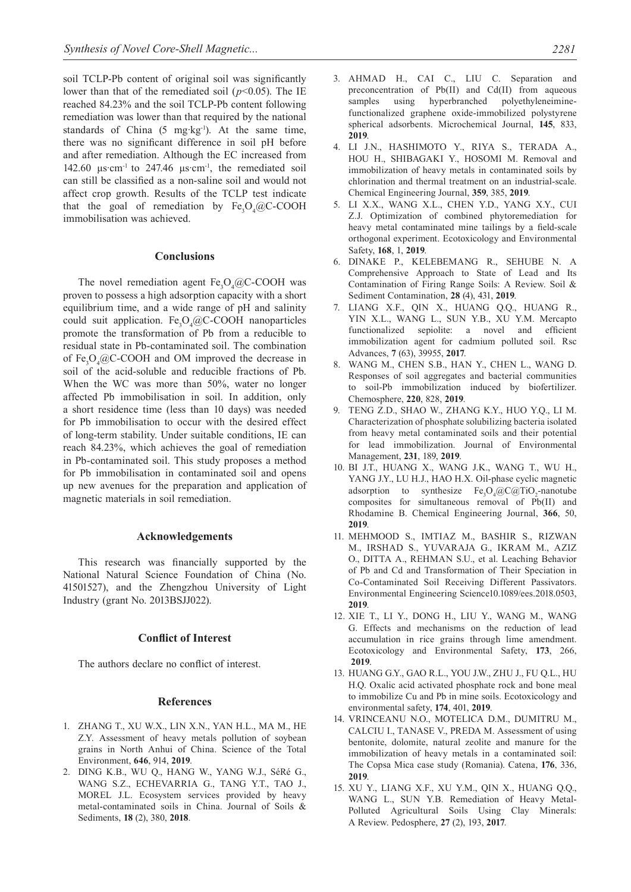soil TCLP-Pb content of original soil was significantly lower than that of the remediated soil ($p<0.05$). The IE reached 84.23% and the soil TCLP-Pb content following remediation was lower than that required by the national standards of China (5 mg·kg$^{-1}$). At the same time, there was no significant difference in soil pH before and after remediation. Although the EC increased from 142.60 μs·cm$^{-1}$ to 247.46 μs·cm$^{-1}$, the remediated soil can still be classified as a non-saline soil and would not affect crop growth. Results of the TCLP test indicate that the goal of remediation by $Fe_3O_4$@C-COOH immobilisation was achieved.

## Conclusions

The novel remediation agent $Fe_3O_4$@C-COOH was proven to possess a high adsorption capacity with a short equilibrium time, and a wide range of pH and salinity could suit application. $Fe_3O_4$@C-COOH nanoparticles promote the transformation of Pb from a reducible to residual state in Pb-contaminated soil. The combination of $Fe_3O_4$@C-COOH and OM improved the decrease in soil of the acid-soluble and reducible fractions of Pb. When the WC was more than 50%, water no longer affected Pb immobilisation in soil. In addition, only a short residence time (less than 10 days) was needed for Pb immobilisation to occur with the desired effect of long-term stability. Under suitable conditions, IE can reach 84.23%, which achieves the goal of remediation in Pb-contaminated soil. This study proposes a method for Pb immobilisation in contaminated soil and opens up new avenues for the preparation and application of magnetic materials in soil remediation.

## Acknowledgements

This research was financially supported by the National Natural Science Foundation of China (No. 41501527), and the Zhengzhou University of Light Industry (grant No. 2013BSJJ022).

## Conflict of Interest

The authors declare no conflict of interest.

## References

1. ZHANG T., XU W.X., LIN X.N., YAN H.L., MA M., HE Z.Y. Assessment of heavy metals pollution of soybean grains in North Anhui of China. Science of the Total Environment, **646**, 914, **2019**.
2. DING K.B., WU Q., HANG W., YANG W.J., SéRé G., WANG S.Z., ECHEVARRIA G., TANG Y.T., TAO J., MOREL J.L. Ecosystem services provided by heavy metal-contaminated soils in China. Journal of Soils & Sediments, **18** (2), 380, **2018**.
3. AHMAD H., CAI C., LIU C. Separation and preconcentration of Pb(II) and Cd(II) from aqueous samples using hyperbranched polyethyleneimine-functionalized graphene oxide-immobilized polystyrene spherical adsorbents. Microchemical Journal, **145**, 833, **2019**.
4. LI J.N., HASHIMOTO Y., RIYA S., TERADA A., HOU H., SHIBAGAKI Y., HOSOMI M. Removal and immobilization of heavy metals in contaminated soils by chlorination and thermal treatment on an industrial-scale. Chemical Engineering Journal, **359**, 385, **2019**.
5. LI X.X., WANG X.L., CHEN Y.D., YANG X.Y., CUI Z.J. Optimization of combined phytoremediation for heavy metal contaminated mine tailings by a field-scale orthogonal experiment. Ecotoxicology and Environmental Safety, **168**, 1, **2019**.
6. DINAKE P., KELEBEMANG R., SEHUBE N. A Comprehensive Approach to State of Lead and Its Contamination of Firing Range Soils: A Review. Soil & Sediment Contamination, **28** (4), 431, **2019**.
7. LIANG X.F., QIN X., HUANG Q.Q., HUANG R., YIN X.L., WANG L., SUN Y.B., XU Y.M. Mercapto functionalized sepiolite: a novel and efficient immobilization agent for cadmium polluted soil. Rsc Advances, **7** (63), 39955, **2017**.
8. WANG M., CHEN S.B., HAN Y., CHEN L., WANG D. Responses of soil aggregates and bacterial communities to soil-Pb immobilization induced by biofertilizer. Chemosphere, **220**, 828, **2019**.
9. TENG Z.D., SHAO W., ZHANG K.Y., HUO Y.Q., LI M. Characterization of phosphate solubilizing bacteria isolated from heavy metal contaminated soils and their potential for lead immobilization. Journal of Environmental Management, **231**, 189, **2019**.
10. BI J.T., HUANG X., WANG J.K., WANG T., WU H., YANG J.Y., LU H.J., HAO H.X. Oil-phase cyclic magnetic adsorption to synthesize $Fe_3O_4$@C@$TiO_2$-nanotube composites for simultaneous removal of Pb(II) and Rhodamine B. Chemical Engineering Journal, **366**, 50, **2019**.
11. MEHMOOD S., IMTIAZ M., BASHIR S., RIZWAN M., IRSHAD S., YUVARAJA G., IKRAM M., AZIZ O., DITTA A., REHMAN S.U., et al. Leaching Behavior of Pb and Cd and Transformation of Their Speciation in Co-Contaminated Soil Receiving Different Passivators. Environmental Engineering Science10.1089/ees.2018.0503, **2019**.
12. XIE T., LI Y., DONG H., LIU Y., WANG M., WANG G. Effects and mechanisms on the reduction of lead accumulation in rice grains through lime amendment. Ecotoxicology and Environmental Safety, **173**, 266, **2019**.
13. HUANG G.Y., GAO R.L., YOU J.W., ZHU J., FU Q.L., HU H.Q. Oxalic acid activated phosphate rock and bone meal to immobilize Cu and Pb in mine soils. Ecotoxicology and environmental safety, **174**, 401, **2019**.
14. VRINCEANU N.O., MOTELICA D.M., DUMITRU M., CALCIU I., TANASE V., PREDA M. Assessment of using bentonite, dolomite, natural zeolite and manure for the immobilization of heavy metals in a contaminated soil: The Copsa Mica case study (Romania). Catena, **176**, 336, **2019**.
15. XU Y., LIANG X.F., XU Y.M., QIN X., HUANG Q.Q., WANG L., SUN Y.B. Remediation of Heavy Metal-Polluted Agricultural Soils Using Clay Minerals: A Review. Pedosphere, **27** (2), 193, **2017**.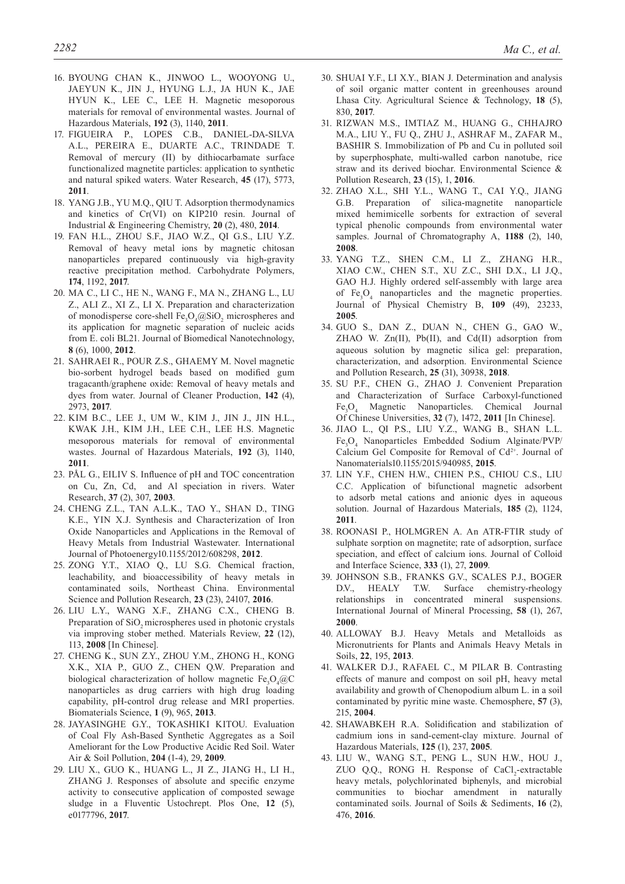16. BYOUNG CHAN K., JINWOO L., WOOYONG U., JAEYUN K., JIN J., HYUNG L.J., JA HUN K., JAE HYUN K., LEE C., LEE H. Magnetic mesoporous materials for removal of environmental wastes. Journal of Hazardous Materials, **192** (3), 1140, **2011**.
17. FIGUEIRA P., LOPES C.B., DANIEL-DA-SILVA A.L., PEREIRA E., DUARTE A.C., TRINDADE T. Removal of mercury (II) by dithiocarbamate surface functionalized magnetite particles: application to synthetic and natural spiked waters. Water Research, **45** (17), 5773, **2011**.
18. YANG J.B., YU M.Q., QIU T. Adsorption thermodynamics and kinetics of Cr(VI) on KIP210 resin. Journal of Industrial & Engineering Chemistry, **20** (2), 480, **2014**.
19. FAN H.L., ZHOU S.F., JIAO W.Z., QI G.S., LIU Y.Z. Removal of heavy metal ions by magnetic chitosan nanoparticles prepared continuously via high-gravity reactive precipitation method. Carbohydrate Polymers, **174**, 1192, **2017**.
20. MA C., LI C., HE N., WANG F., MA N., ZHANG L., LU Z., ALI Z., XI Z., LI X. Preparation and characterization of monodisperse core-shell $Fe_3O_4$@$SiO_2$ microspheres and its application for magnetic separation of nucleic acids from E. coli BL21. Journal of Biomedical Nanotechnology, **8** (6), 1000, **2012**.
21. SAHRAEI R., POUR Z.S., GHAEMY M. Novel magnetic bio-sorbent hydrogel beads based on modified gum tragacanth/graphene oxide: Removal of heavy metals and dyes from water. Journal of Cleaner Production, **142** (4), 2973, **2017**.
22. KIM B.C., LEE J., UM W., KIM J., JIN J., JIN H.L., KWAK J.H., KIM J.H., LEE C.H., LEE H.S. Magnetic mesoporous materials for removal of environmental wastes. Journal of Hazardous Materials, **192** (3), 1140, **2011**.
23. PÅL G., EILIV S. Influence of pH and TOC concentration on Cu, Zn, Cd, and Al speciation in rivers. Water Research, **37** (2), 307, **2003**.
24. CHENG Z.L., TAN A.L.K., TAO Y., SHAN D., TING K.E., YIN X.J. Synthesis and Characterization of Iron Oxide Nanoparticles and Applications in the Removal of Heavy Metals from Industrial Wastewater. International Journal of Photoenergy10.1155/2012/608298, **2012**.
25. ZONG Y.T., XIAO Q., LU S.G. Chemical fraction, leachability, and bioaccessibility of heavy metals in contaminated soils, Northeast China. Environmental Science and Pollution Research, **23** (23), 24107, **2016**.
26. LIU L.Y., WANG X.F., ZHANG C.X., CHENG B. Preparation of $SiO_2$ microspheres used in photonic crystals via improving stober methed. Materials Review, **22** (12), 113, **2008** [In Chinese].
27. CHENG K., SUN Z.Y., ZHOU Y.M., ZHONG H., KONG X.K., XIA P., GUO Z., CHEN Q.W. Preparation and biological characterization of hollow magnetic $Fe_3O_4$@C nanoparticles as drug carriers with high drug loading capability, pH-control drug release and MRI properties. Biomaterials Science, **1** (9), 965, **2013**.
28. JAYASINGHE G.Y., TOKASHIKI KITOU. Evaluation of Coal Fly Ash-Based Synthetic Aggregates as a Soil Ameliorant for the Low Productive Acidic Red Soil. Water Air & Soil Pollution, **204** (1-4), 29, **2009**.
29. LIU X., GUO K., HUANG L., JI Z., JIANG H., LI H., ZHANG J. Responses of absolute and specific enzyme activity to consecutive application of composted sewage sludge in a Fluventic Ustochrept. Plos One, **12** (5), e0177796, **2017**.
30. SHUAI Y.F., LI X.Y., BIAN J. Determination and analysis of soil organic matter content in greenhouses around Lhasa City. Agricultural Science & Technology, **18** (5), 830, **2017**.
31. RIZWAN M.S., IMTIAZ M., HUANG G., CHHAJRO M.A., LIU Y., FU Q., ZHU J., ASHRAF M., ZAFAR M., BASHIR S. Immobilization of Pb and Cu in polluted soil by superphosphate, multi-walled carbon nanotube, rice straw and its derived biochar. Environmental Science & Pollution Research, **23** (15), 1, **2016**.
32. ZHAO X.L., SHI Y.L., WANG T., CAI Y.Q., JIANG G.B. Preparation of silica-magnetite nanoparticle mixed hemimicelle sorbents for extraction of several typical phenolic compounds from environmental water samples. Journal of Chromatography A, **1188** (2), 140, **2008**.
33. YANG T.Z., SHEN C.M., LI Z., ZHANG H.R., XIAO C.W., CHEN S.T., XU Z.C., SHI D.X., LI J.Q., GAO H.J. Highly ordered self-assembly with large area of $Fe_3O_4$ nanoparticles and the magnetic properties. Journal of Physical Chemistry B, **109** (49), 23233, **2005**.
34. GUO S., DAN Z., DUAN N., CHEN G., GAO W., ZHAO W. Zn(II), Pb(II), and Cd(II) adsorption from aqueous solution by magnetic silica gel: preparation, characterization, and adsorption. Environmental Science and Pollution Research, **25** (31), 30938, **2018**.
35. SU P.F., CHEN G., ZHAO J. Convenient Preparation and Characterization of Surface Carboxyl-functioned $Fe_3O_4$ Magnetic Nanoparticles. Chemical Journal Of Chinese Universities, **32** (7), 1472, **2011** [In Chinese].
36. JIAO L., QI P.S., LIU Y.Z., WANG B., SHAN L.L. $Fe_3O_4$ Nanoparticles Embedded Sodium Alginate/PVP/Calcium Gel Composite for Removal of $Cd^{2+}$. Journal of Nanomaterials10.1155/2015/940985, **2015**.
37. LIN Y.F., CHEN H.W., CHIEN P.S., CHIOU C.S., LIU C.C. Application of bifunctional magnetic adsorbent to adsorb metal cations and anionic dyes in aqueous solution. Journal of Hazardous Materials, **185** (2), 1124, **2011**.
38. ROONASI P., HOLMGREN A. An ATR-FTIR study of sulphate sorption on magnetite; rate of adsorption, surface speciation, and effect of calcium ions. Journal of Colloid and Interface Science, **333** (1), 27, **2009**.
39. JOHNSON S.B., FRANKS G.V., SCALES P.J., BOGER D.V., HEALY T.W. Surface chemistry-rheology relationships in concentrated mineral suspensions. International Journal of Mineral Processing, **58** (1), 267, **2000**.
40. ALLOWAY B.J. Heavy Metals and Metalloids as Micronutrients for Plants and Animals Heavy Metals in Soils, **22**, 195, **2013**.
41. WALKER D.J., RAFAEL C., M PILAR B. Contrasting effects of manure and compost on soil pH, heavy metal availability and growth of Chenopodium album L. in a soil contaminated by pyritic mine waste. Chemosphere, **57** (3), 215, **2004**.
42. SHAWABKEH R.A. Solidification and stabilization of cadmium ions in sand-cement-clay mixture. Journal of Hazardous Materials, **125** (1), 237, **2005**.
43. LIU W., WANG S.T., PENG L., SUN H.W., HOU J., ZUO Q.Q., RONG H. Response of $CaCl_2$-extractable heavy metals, polychlorinated biphenyls, and microbial communities to biochar amendment in naturally contaminated soils. Journal of Soils & Sediments, **16** (2), 476, **2016**.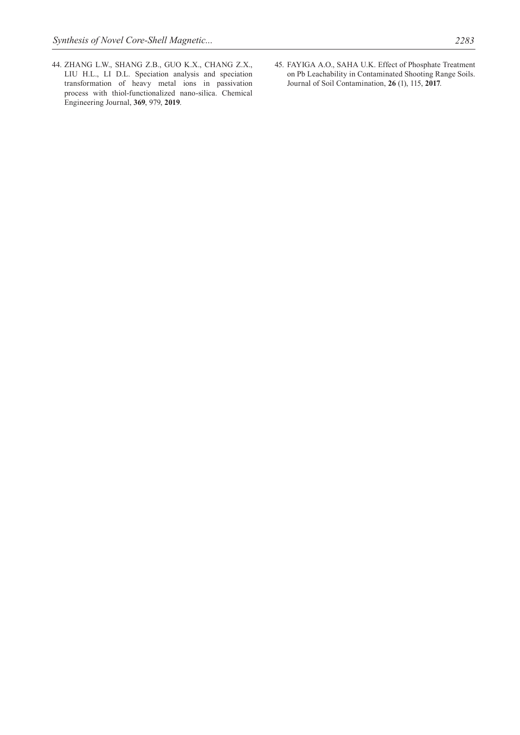44. ZHANG L.W., SHANG Z.B., GUO K.X., CHANG Z.X., LIU H.L., LI D.L. Speciation analysis and speciation transformation of heavy metal ions in passivation process with thiol-functionalized nano-silica. Chemical Engineering Journal, **369**, 979, **2019**.

45. FAYIGA A.O., SAHA U.K. Effect of Phosphate Treatment on Pb Leachability in Contaminated Shooting Range Soils. Journal of Soil Contamination, **26** (1), 115, **2017**.